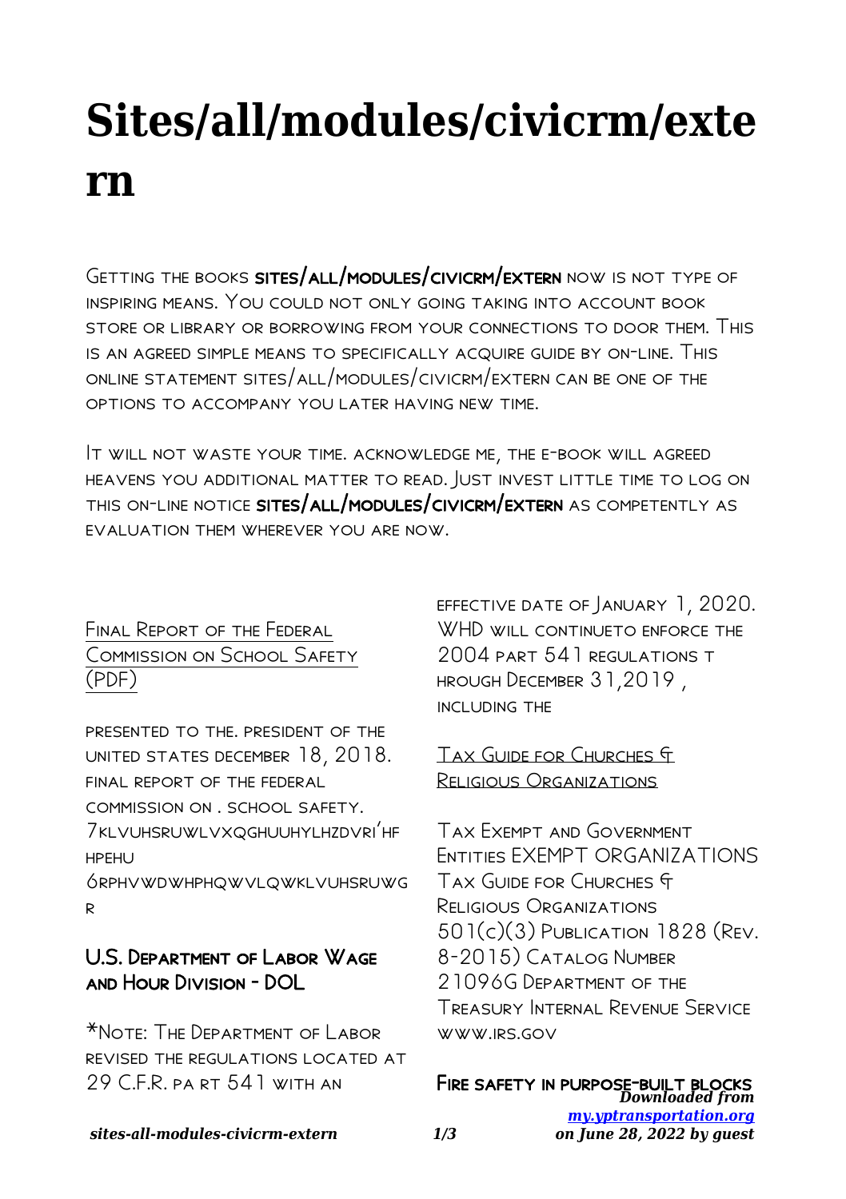# Sites/all/modules/civicrm/extern

Getting the books **sites/all/modules/civicrm/extern** now is not type of inspiring means. You could not only going taking into account book store or library or borrowing from your connections to door them. This is an agreed simple means to specifically acquire guide by on-line. This online statement sites/all/modules/civicrm/extern can be one of the options to accompany you later having new time.

It will not waste your time. acknowledge me, the e-book will agreed heavens you additional matter to read. Just invest little time to log on this on-line notice **sites/all/modules/civicrm/extern** as competently as evaluation them wherever you are now.

### Final Report of the Federal Commission on School Safety (PDF)

presented to the. president of the united states december 18, 2018. final report of the federal commission on . school safety. 7klvuhsruwlvxqghuuhylhzdvri'hf hpehu 6rphvwdwhphqwvlqwklvuhsruwg r

### U.S. Department of Labor Wage and Hour Division - DOL

*Note: The Department of Labor revised the regulations located at 29 C.F.R. pa rt 541 with an effective date of January 1, 2020. WHD will continueto enforce the 2004 part 541 regulations t hrough December 31,2019 , including the

### Tax Guide for Churches & Religious Organizations

Tax Exempt and Government Entities EXEMPT ORGANIZATIONS Tax Guide for Churches & Religious Organizations 501(c)(3) Publication 1828 (Rev. 8-2015) Catalog Number 21096G Department of the Treasury Internal Revenue Service www.irs.gov

### Fire safety in purpose-built blocks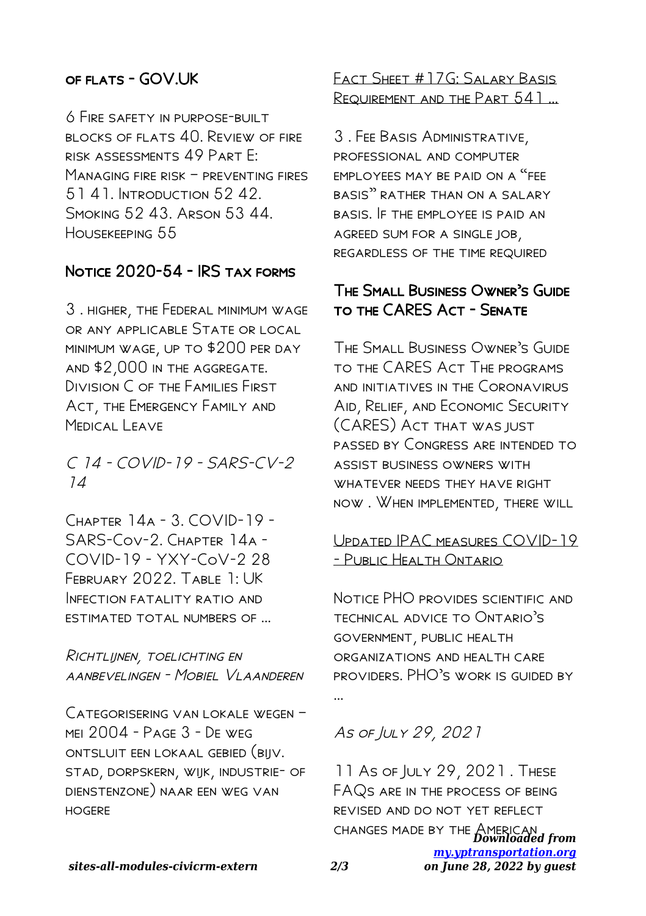## of flats - GOV.UK

6 Fire safety in purpose-built blocks of flats 40. Review of fire risk assessments 49 Part E: Managing fire risk – preventing fires 51 41. Introduction 52 42. Smoking 52 43. Arson 53 44. Housekeeping 55

## Notice 2020-54 - IRS tax forms

3 . higher, the Federal minimum wage or any applicable State or local minimum wage, up to $200 per day and $2,000 in the aggregate. Division C of the Families First Act, the Emergency Family and Medical Leave

*C 14 - COVID-19 - SARS-CV-2 14*

Chapter 14a - 3. COVID-19 - SARS-Cov-2. Chapter 14a - COVID-19 - YXY-CoV-2 28 February 2022. Table 1: UK Infection fatality ratio and estimated total numbers of …

*Richtlijnen, toelichting en aanbevelingen - Mobiel Vlaanderen*

Categorisering van lokale wegen – mei 2004 - Page 3 - De weg ontsluit een lokaal gebied (bijv. stad, dorpskern, wijk, industrie- of dienstenzone) naar een weg van hogere

Fact Sheet #17G: Salary Basis Requirement and the Part 541 …

3 . Fee Basis Administrative, professional and computer employees may be paid on a "fee basis" rather than on a salary basis. If the employee is paid an agreed sum for a single job, regardless of the time required

## The Small Business Owner's Guide to the CARES Act - Senate

The Small Business Owner's Guide to the CARES Act The programs and initiatives in the Coronavirus Aid, Relief, and Economic Security (CARES) Act that was just passed by Congress are intended to assist business owners with whatever needs they have right now . When implemented, there will

Updated IPAC measures COVID-19 - Public Health Ontario

Notice PHO provides scientific and technical advice to Ontario's government, public health organizations and health care providers. PHO's work is guided by …

*As of July 29, 2021*

11 As of July 29, 2021 . These FAQs are in the process of being revised and do not yet reflect changes made by the American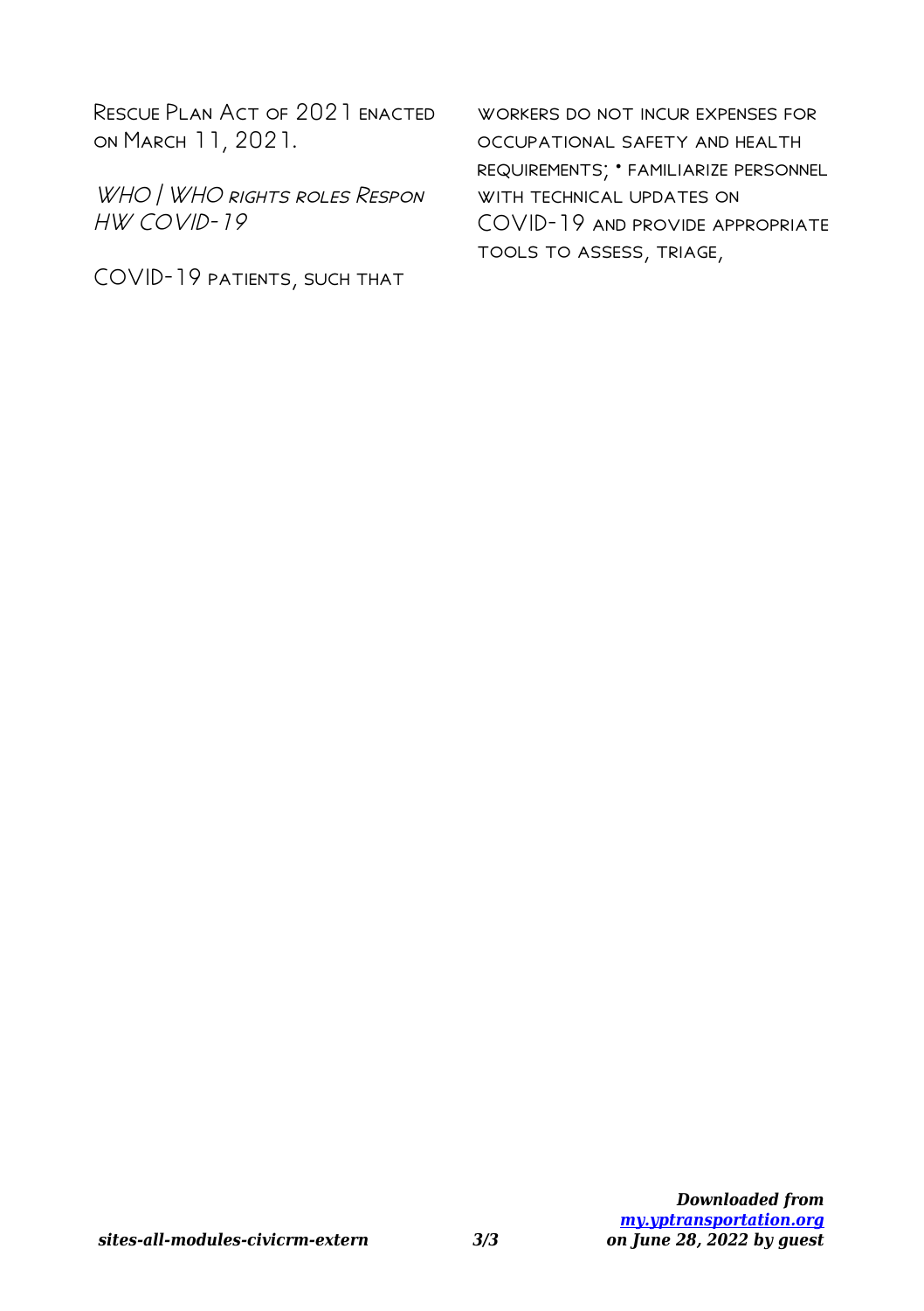Rescue Plan Act of 2021 enacted on March 11, 2021.

*WHO | WHO rights roles Respon HW COVID-19*

COVID-19 patients, such that

workers do not incur expenses for occupational safety and health requirements; • familiarize personnel with technical updates on COVID-19 and provide appropriate tools to assess, triage,